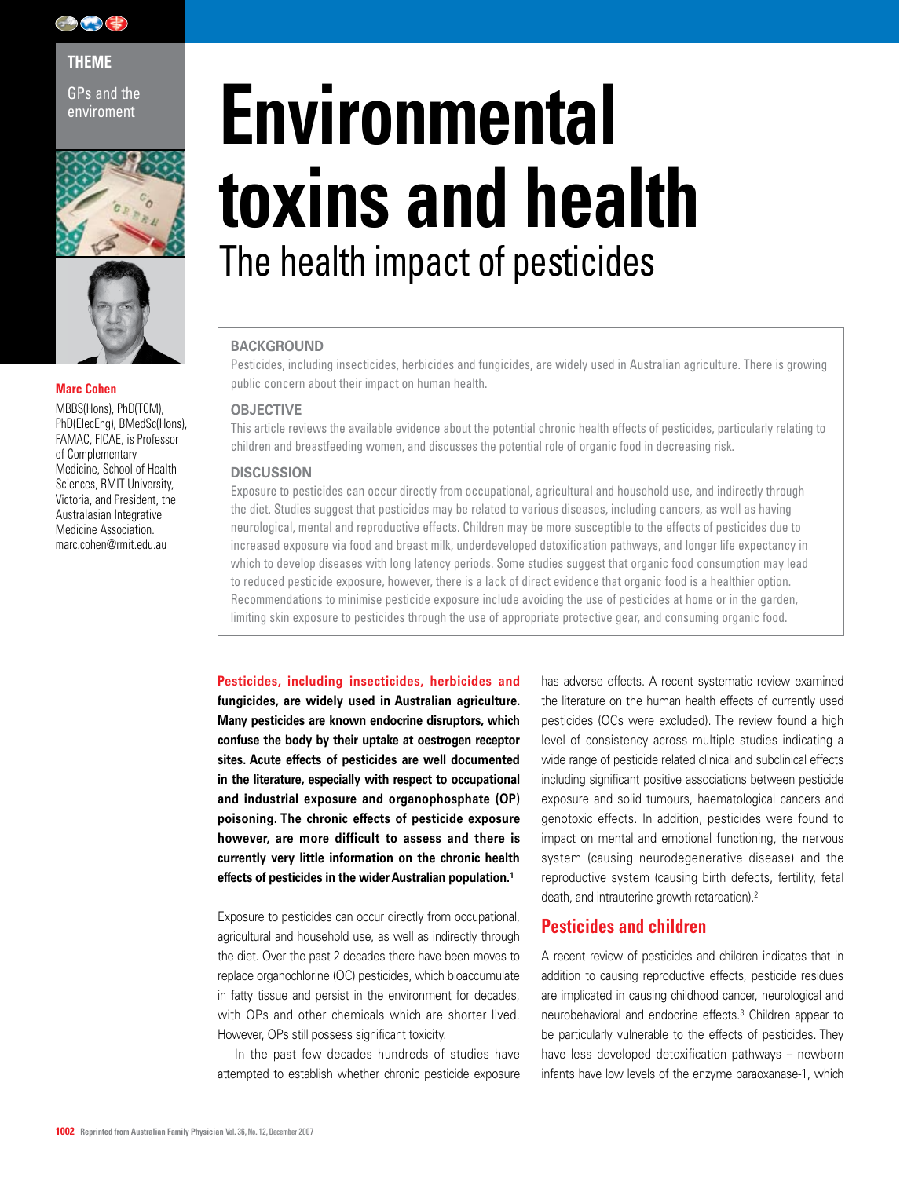THEME

GPs and the enviroment

# Environmental toxins and health

## The health impact of pesticides

**Marc Cohen**

MBBS(Hons), PhD(TCM), PhD(ElecEng), BMedSc(Hons), FAMAC, FICAE, is Professor of Complementary Medicine, School of Health Sciences, RMIT University, Victoria, and President, the Australasian Integrative Medicine Association. marc.cohen@rmit.edu.au

### BACKGROUND

Pesticides, including insecticides, herbicides and fungicides, are widely used in Australian agriculture. There is growing public concern about their impact on human health.

### OBJECTIVE

This article reviews the available evidence about the potential chronic health effects of pesticides, particularly relating to children and breastfeeding women, and discusses the potential role of organic food in decreasing risk.

### DISCUSSION

Exposure to pesticides can occur directly from occupational, agricultural and household use, and indirectly through the diet. Studies suggest that pesticides may be related to various diseases, including cancers, as well as having neurological, mental and reproductive effects. Children may be more susceptible to the effects of pesticides due to increased exposure via food and breast milk, underdeveloped detoxification pathways, and longer life expectancy in which to develop diseases with long latency periods. Some studies suggest that organic food consumption may lead to reduced pesticide exposure, however, there is a lack of direct evidence that organic food is a healthier option. Recommendations to minimise pesticide exposure include avoiding the use of pesticides at home or in the garden, limiting skin exposure to pesticides through the use of appropriate protective gear, and consuming organic food.

**Pesticides, including insecticides, herbicides and fungicides, are widely used in Australian agriculture. Many pesticides are known endocrine disruptors, which confuse the body by their uptake at oestrogen receptor sites. Acute effects of pesticides are well documented in the literature, especially with respect to occupational and industrial exposure and organophosphate (OP) poisoning. The chronic effects of pesticide exposure however, are more difficult to assess and there is currently very little information on the chronic health effects of pesticides in the wider Australian population.[1]**

Exposure to pesticides can occur directly from occupational, agricultural and household use, as well as indirectly through the diet. Over the past 2 decades there have been moves to replace organochlorine (OC) pesticides, which bioaccumulate in fatty tissue and persist in the environment for decades, with OPs and other chemicals which are shorter lived. However, OPs still possess significant toxicity.

In the past few decades hundreds of studies have attempted to establish whether chronic pesticide exposure has adverse effects. A recent systematic review examined the literature on the human health effects of currently used pesticides (OCs were excluded). The review found a high level of consistency across multiple studies indicating a wide range of pesticide related clinical and subclinical effects including significant positive associations between pesticide exposure and solid tumours, haematological cancers and genotoxic effects. In addition, pesticides were found to impact on mental and emotional functioning, the nervous system (causing neurodegenerative disease) and the reproductive system (causing birth defects, fertility, fetal death, and intrauterine growth retardation).[2]

## Pesticides and children

A recent review of pesticides and children indicates that in addition to causing reproductive effects, pesticide residues are implicated in causing childhood cancer, neurological and neurobehavioral and endocrine effects.[3] Children appear to be particularly vulnerable to the effects of pesticides. They have less developed detoxification pathways – newborn infants have low levels of the enzyme paraoxanase-1, which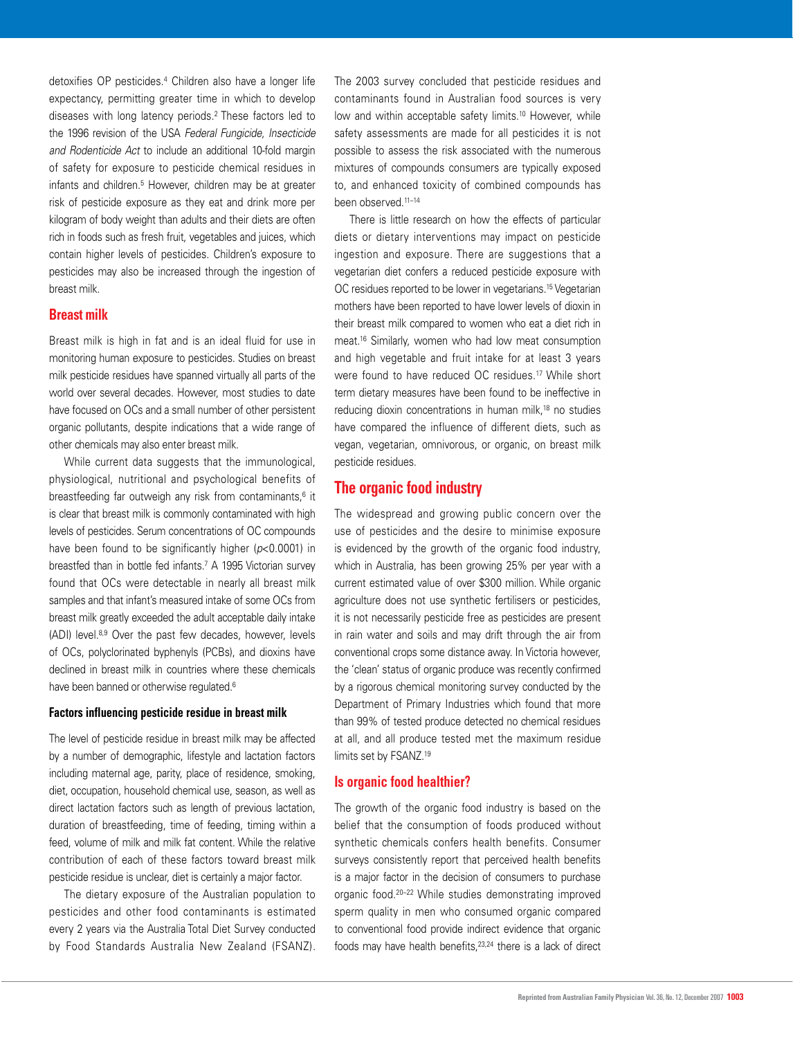detoxifies OP pesticides.[4] Children also have a longer life expectancy, permitting greater time in which to develop diseases with long latency periods.[2] These factors led to the 1996 revision of the USA *Federal Fungicide, Insecticide and Rodenticide Act* to include an additional 10-fold margin of safety for exposure to pesticide chemical residues in infants and children.[5] However, children may be at greater risk of pesticide exposure as they eat and drink more per kilogram of body weight than adults and their diets are often rich in foods such as fresh fruit, vegetables and juices, which contain higher levels of pesticides. Children's exposure to pesticides may also be increased through the ingestion of breast milk.

## Breast milk

Breast milk is high in fat and is an ideal fluid for use in monitoring human exposure to pesticides. Studies on breast milk pesticide residues have spanned virtually all parts of the world over several decades. However, most studies to date have focused on OCs and a small number of other persistent organic pollutants, despite indications that a wide range of other chemicals may also enter breast milk.

While current data suggests that the immunological, physiological, nutritional and psychological benefits of breastfeeding far outweigh any risk from contaminants,[6] it is clear that breast milk is commonly contaminated with high levels of pesticides. Serum concentrations of OC compounds have been found to be significantly higher ($p<0.0001$) in breastfed than in bottle fed infants.[7] A 1995 Victorian survey found that OCs were detectable in nearly all breast milk samples and that infant's measured intake of some OCs from breast milk greatly exceeded the adult acceptable daily intake (ADI) level.[8,9] Over the past few decades, however, levels of OCs, polyclorinated byphenyls (PCBs), and dioxins have declined in breast milk in countries where these chemicals have been banned or otherwise regulated.[6]

### Factors influencing pesticide residue in breast milk

The level of pesticide residue in breast milk may be affected by a number of demographic, lifestyle and lactation factors including maternal age, parity, place of residence, smoking, diet, occupation, household chemical use, season, as well as direct lactation factors such as length of previous lactation, duration of breastfeeding, time of feeding, timing within a feed, volume of milk and milk fat content. While the relative contribution of each of these factors toward breast milk pesticide residue is unclear, diet is certainly a major factor.

The dietary exposure of the Australian population to pesticides and other food contaminants is estimated every 2 years via the Australia Total Diet Survey conducted by Food Standards Australia New Zealand (FSANZ). The 2003 survey concluded that pesticide residues and contaminants found in Australian food sources is very low and within acceptable safety limits.[10] However, while safety assessments are made for all pesticides it is not possible to assess the risk associated with the numerous mixtures of compounds consumers are typically exposed to, and enhanced toxicity of combined compounds has been observed.[11–14]

There is little research on how the effects of particular diets or dietary interventions may impact on pesticide ingestion and exposure. There are suggestions that a vegetarian diet confers a reduced pesticide exposure with OC residues reported to be lower in vegetarians.[15] Vegetarian mothers have been reported to have lower levels of dioxin in their breast milk compared to women who eat a diet rich in meat.[16] Similarly, women who had low meat consumption and high vegetable and fruit intake for at least 3 years were found to have reduced OC residues.[17] While short term dietary measures have been found to be ineffective in reducing dioxin concentrations in human milk,[18] no studies have compared the influence of different diets, such as vegan, vegetarian, omnivorous, or organic, on breast milk pesticide residues.

## The organic food industry

The widespread and growing public concern over the use of pesticides and the desire to minimise exposure is evidenced by the growth of the organic food industry, which in Australia, has been growing 25% per year with a current estimated value of over $300 million. While organic agriculture does not use synthetic fertilisers or pesticides, it is not necessarily pesticide free as pesticides are present in rain water and soils and may drift through the air from conventional crops some distance away. In Victoria however, the 'clean' status of organic produce was recently confirmed by a rigorous chemical monitoring survey conducted by the Department of Primary Industries which found that more than 99% of tested produce detected no chemical residues at all, and all produce tested met the maximum residue limits set by FSANZ.[19]

## Is organic food healthier?

The growth of the organic food industry is based on the belief that the consumption of foods produced without synthetic chemicals confers health benefits. Consumer surveys consistently report that perceived health benefits is a major factor in the decision of consumers to purchase organic food.[20–22] While studies demonstrating improved sperm quality in men who consumed organic compared to conventional food provide indirect evidence that organic foods may have health benefits,[23,24] there is a lack of direct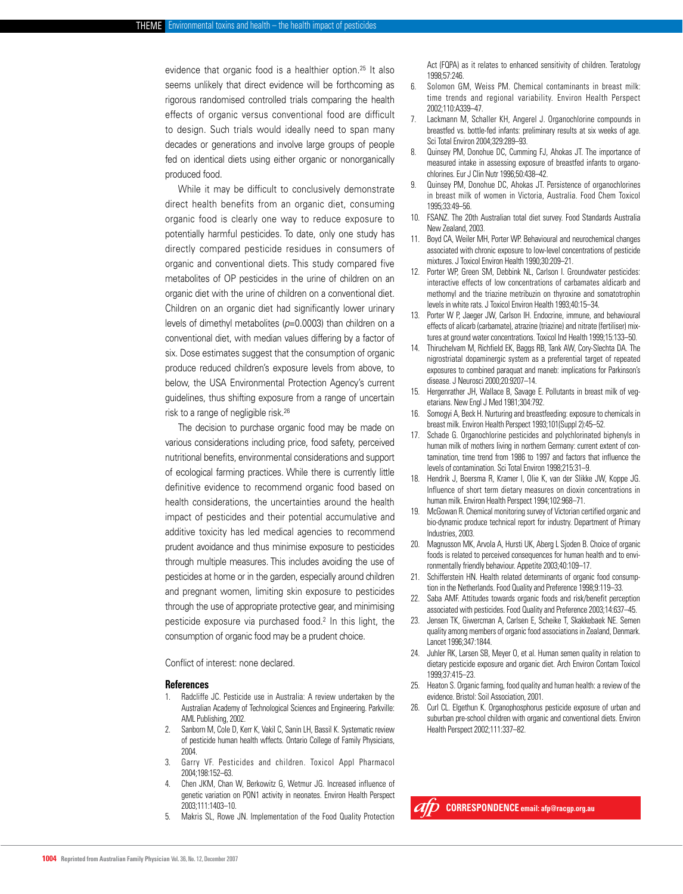evidence that organic food is a healthier option.[25] It also seems unlikely that direct evidence will be forthcoming as rigorous randomised controlled trials comparing the health effects of organic versus conventional food are difficult to design. Such trials would ideally need to span many decades or generations and involve large groups of people fed on identical diets using either organic or nonorganically produced food.

While it may be difficult to conclusively demonstrate direct health benefits from an organic diet, consuming organic food is clearly one way to reduce exposure to potentially harmful pesticides. To date, only one study has directly compared pesticide residues in consumers of organic and conventional diets. This study compared five metabolites of OP pesticides in the urine of children on an organic diet with the urine of children on a conventional diet. Children on an organic diet had significantly lower urinary levels of dimethyl metabolites ($p$=0.0003) than children on a conventional diet, with median values differing by a factor of six. Dose estimates suggest that the consumption of organic produce reduced children's exposure levels from above, to below, the USA Environmental Protection Agency's current guidelines, thus shifting exposure from a range of uncertain risk to a range of negligible risk.[26]

The decision to purchase organic food may be made on various considerations including price, food safety, perceived nutritional benefits, environmental considerations and support of ecological farming practices. While there is currently little definitive evidence to recommend organic food based on health considerations, the uncertainties around the health impact of pesticides and their potential accumulative and additive toxicity has led medical agencies to recommend prudent avoidance and thus minimise exposure to pesticides through multiple measures. This includes avoiding the use of pesticides at home or in the garden, especially around children and pregnant women, limiting skin exposure to pesticides through the use of appropriate protective gear, and minimising pesticide exposure via purchased food.[2] In this light, the consumption of organic food may be a prudent choice.

Conflict of interest: none declared.

## References

1. Radcliffe JC. Pesticide use in Australia: A review undertaken by the Australian Academy of Technological Sciences and Engineering. Parkville: AML Publishing, 2002.
2. Sanborn M, Cole D, Kerr K, Vakil C, Sanin LH, Bassil K. Systematic review of pesticide human health wffects. Ontario College of Family Physicians, 2004.
3. Garry VF. Pesticides and children. Toxicol Appl Pharmacol 2004;198:152–63.
4. Chen JKM, Chan W, Berkowitz G, Wetmur JG. Increased influence of genetic variation on PON1 activity in neonates. Environ Health Perspect 2003;111:1403–10.
5. Makris SL, Rowe JN. Implementation of the Food Quality Protection Act (FQPA) as it relates to enhanced sensitivity of children. Teratology 1998;57:246.
6. Solomon GM, Weiss PM. Chemical contaminants in breast milk: time trends and regional variability. Environ Health Perspect 2002;110:A339–47.
7. Lackmann M, Schaller KH, Angerel J. Organochlorine compounds in breastfed vs. bottle-fed infants: preliminary results at six weeks of age. Sci Total Environ 2004;329:289–93.
8. Quinsey PM, Donohue DC, Cumming FJ, Ahokas JT. The importance of measured intake in assessing exposure of breastfed infants to organochlorines. Eur J Clin Nutr 1996;50:438–42.
9. Quinsey PM, Donohue DC, Ahokas JT. Persistence of organochlorines in breast milk of women in Victoria, Australia. Food Chem Toxicol 1995;33:49–56.
10. FSANZ. The 20th Australian total diet survey. Food Standards Australia New Zealand, 2003.
11. Boyd CA, Weiler MH, Porter WP. Behavioural and neurochemical changes associated with chronic exposure to low-level concentrations of pesticide mixtures. J Toxicol Environ Health 1990;30:209–21.
12. Porter WP, Green SM, Debbink NL, Carlson I. Groundwater pesticides: interactive effects of low concentrations of carbamates aldicarb and methomyl and the triazine metribuzin on thyroxine and somatotrophin levels in white rats. J Toxicol Environ Health 1993;40:15–34.
13. Porter W P, Jaeger JW, Carlson IH. Endocrine, immune, and behavioural effects of alicarb (carbamate), atrazine (triazine) and nitrate (fertiliser) mixtures at ground water concentrations. Toxicol Ind Health 1999;15:133–50.
14. Thiruchelvam M, Richfield EK, Baggs RB, Tank AW, Cory-Slechta DA. The nigrostriatal dopaminergic system as a preferential target of repeated exposures to combined paraquat and maneb: implications for Parkinson's disease. J Neurosci 2000;20:9207–14.
15. Hergenrather JH, Wallace B, Savage E. Pollutants in breast milk of vegetarians. New Engl J Med 1981;304:792.
16. Somogyi A, Beck H. Nurturing and breastfeeding: exposure to chemicals in breast milk. Environ Health Perspect 1993;101(Suppl 2):45–52.
17. Schade G. Organochlorine pesticides and polychlorinated biphenyls in human milk of mothers living in northern Germany: current extent of contamination, time trend from 1986 to 1997 and factors that influence the levels of contamination. Sci Total Environ 1998;215:31–9.
18. Hendrik J, Boersma R, Kramer I, Olie K, van der Slikke JW, Koppe JG. Influence of short term dietary measures on dioxin concentrations in human milk. Environ Health Perspect 1994;102:968–71.
19. McGowan R. Chemical monitoring survey of Victorian certified organic and bio-dynamic produce technical report for industry. Department of Primary Industries, 2003.
20. Magnusson MK, Arvola A, Hursti UK, Aberg L Sjoden B. Choice of organic foods is related to perceived consequences for human health and to environmentally friendly behaviour. Appetite 2003;40:109–17.
21. Schifferstein HN. Health related determinants of organic food consumption in the Netherlands. Food Quality and Preference 1998;9:119–33.
22. Saba AMF. Attitudes towards organic foods and risk/benefit perception associated with pesticides. Food Quality and Preference 2003;14:637–45.
23. Jensen TK, Giwercman A, Carlsen E, Scheike T, Skakkebaek NE. Semen quality among members of organic food associations in Zealand, Denmark. Lancet 1996;347:1844.
24. Juhler RK, Larsen SB, Meyer O, et al. Human semen quality in relation to dietary pesticide exposure and organic diet. Arch Environ Contam Toxicol 1999;37:415–23.
25. Heaton S. Organic farming, food quality and human health: a review of the evidence. Bristol: Soil Association, 2001.
26. Curl CL. Elgethun K. Organophosphorus pesticide exposure of urban and suburban pre-school children with organic and conventional diets. Environ Health Perspect 2002;111:337–82.

**CORRESPONDENCE** email: afp@racgp.org.au